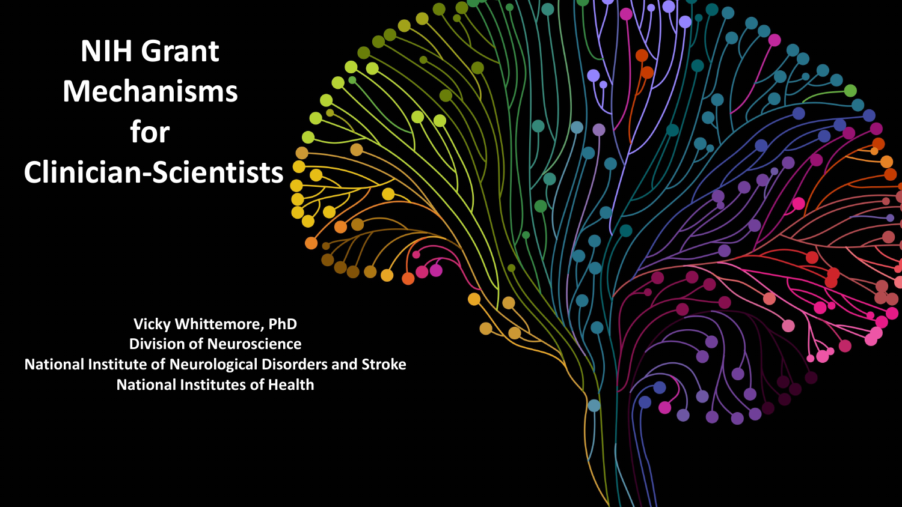# NIH Grant Mechanisms for Clinician-Scientists

**Vicky Whittemore, PhD**
**Division of Neuroscience**
**National Institute of Neurological Disorders and Stroke**
**National Institutes of Health**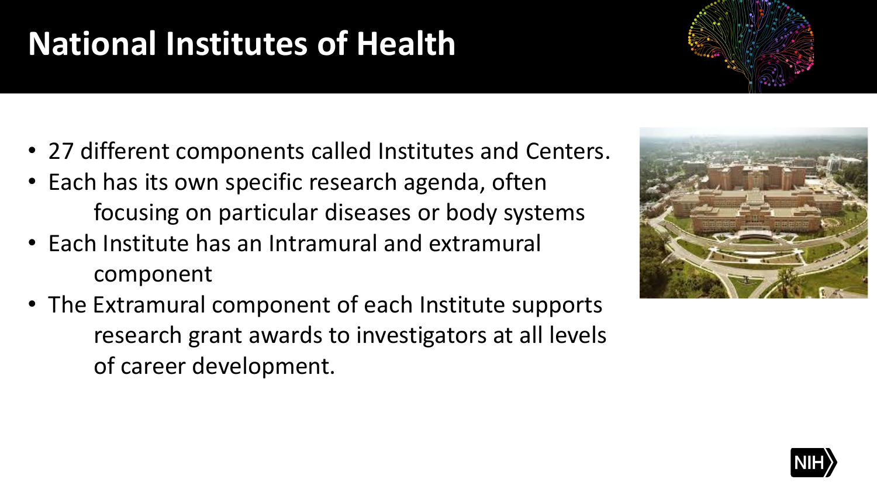# National Institutes of Health

- 27 different components called Institutes and Centers.
- Each has its own specific research agenda, often focusing on particular diseases or body systems
- Each Institute has an Intramural and extramural component
- The Extramural component of each Institute supports research grant awards to investigators at all levels of career development.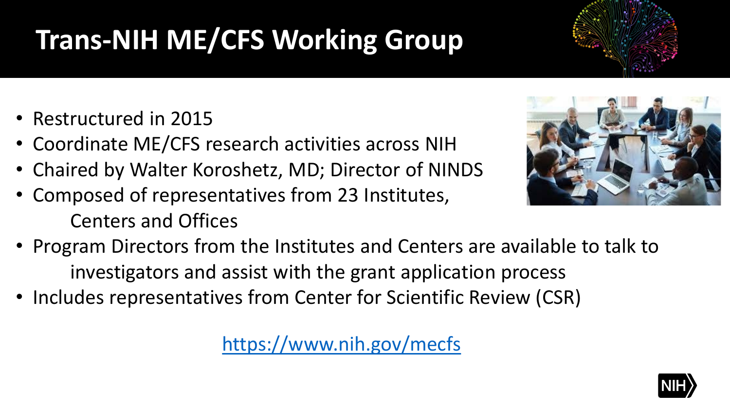# Trans-NIH ME/CFS Working Group

- Restructured in 2015
- Coordinate ME/CFS research activities across NIH
- Chaired by Walter Koroshetz, MD; Director of NINDS
- Composed of representatives from 23 Institutes, Centers and Offices
- Program Directors from the Institutes and Centers are available to talk to investigators and assist with the grant application process
- Includes representatives from Center for Scientific Review (CSR)

https://www.nih.gov/mecfs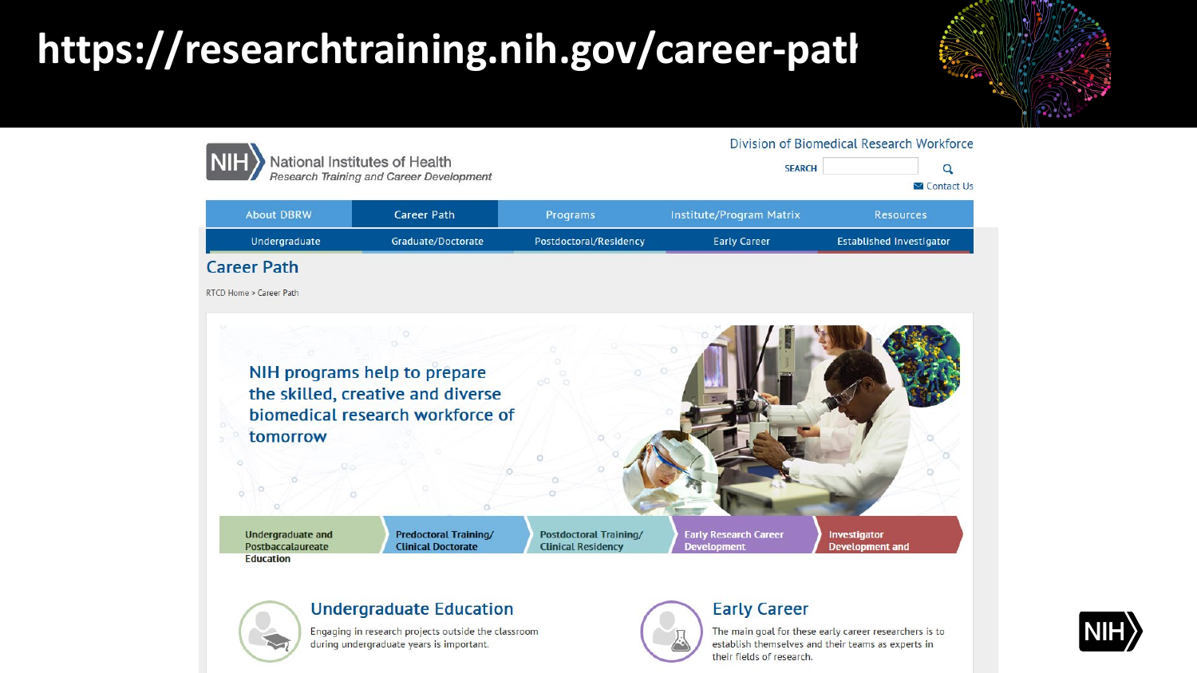# https://researchtraining.nih.gov/career-patl

NIH National Institutes of Health
*Research Training and Career Development*

Division of Biomedical Research Workforce

SEARCH

Contact Us

About DBRW | Career Path | Programs | Institute/Program Matrix | Resources

Undergraduate | Graduate/Doctorate | Postdoctoral/Residency | Early Career | Established Investigator

## Career Path

RTCD Home > Career Path

NIH programs help to prepare the skilled, creative and diverse biomedical research workforce of tomorrow

Undergraduate and Postbaccalaureate Education | Predoctoral Training/ Clinical Doctorate | Postdoctoral Training/ Clinical Residency | Early Research Career Development | Investigator Development and

### Undergraduate Education

Engaging in research projects outside the classroom during undergraduate years is important.

### Early Career

The main goal for these early career researchers is to establish themselves and their teams as experts in their fields of research.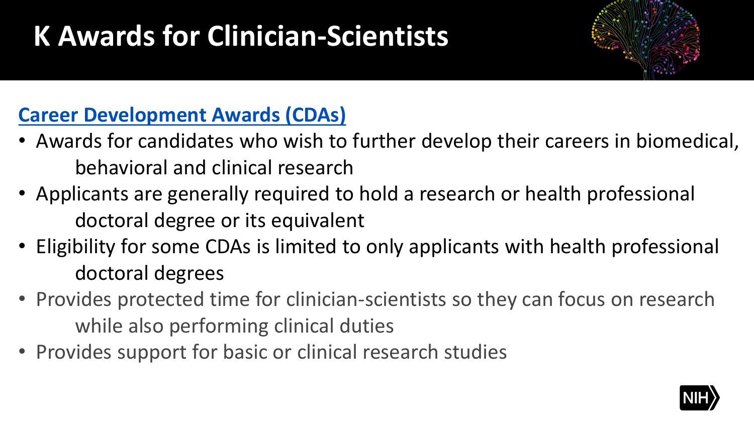# K Awards for Clinician-Scientists

**Career Development Awards (CDAs)**

- Awards for candidates who wish to further develop their careers in biomedical, behavioral and clinical research
- Applicants are generally required to hold a research or health professional doctoral degree or its equivalent
- Eligibility for some CDAs is limited to only applicants with health professional doctoral degrees
- Provides protected time for clinician-scientists so they can focus on research while also performing clinical duties
- Provides support for basic or clinical research studies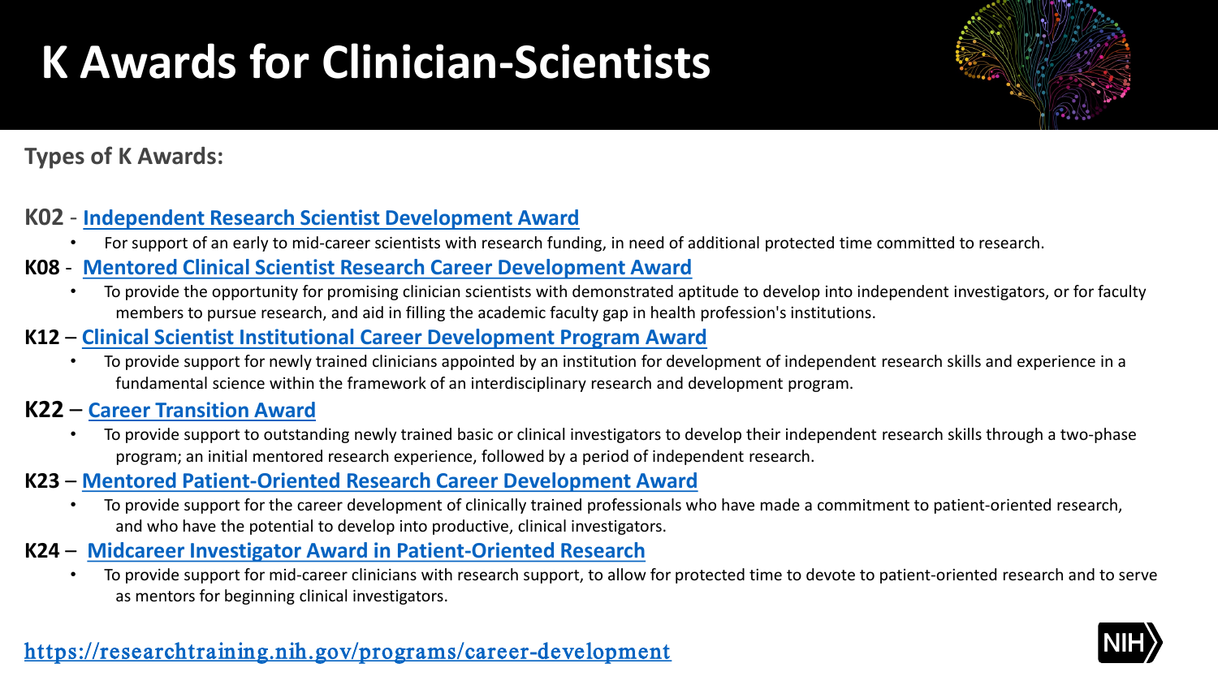# K Awards for Clinician-Scientists

**Types of K Awards:**

**K02** - **Independent Research Scientist Development Award**

- For support of an early to mid-career scientists with research funding, in need of additional protected time committed to research.

**K08** - **Mentored Clinical Scientist Research Career Development Award**

- To provide the opportunity for promising clinician scientists with demonstrated aptitude to develop into independent investigators, or for faculty members to pursue research, and aid in filling the academic faculty gap in health profession's institutions.

**K12** – **Clinical Scientist Institutional Career Development Program Award**

- To provide support for newly trained clinicians appointed by an institution for development of independent research skills and experience in a fundamental science within the framework of an interdisciplinary research and development program.

**K22** – **Career Transition Award**

- To provide support to outstanding newly trained basic or clinical investigators to develop their independent research skills through a two-phase program; an initial mentored research experience, followed by a period of independent research.

**K23** – **Mentored Patient-Oriented Research Career Development Award**

- To provide support for the career development of clinically trained professionals who have made a commitment to patient-oriented research, and who have the potential to develop into productive, clinical investigators.

**K24** – **Midcareer Investigator Award in Patient-Oriented Research**

- To provide support for mid-career clinicians with research support, to allow for protected time to devote to patient-oriented research and to serve as mentors for beginning clinical investigators.

https://researchtraining.nih.gov/programs/career-development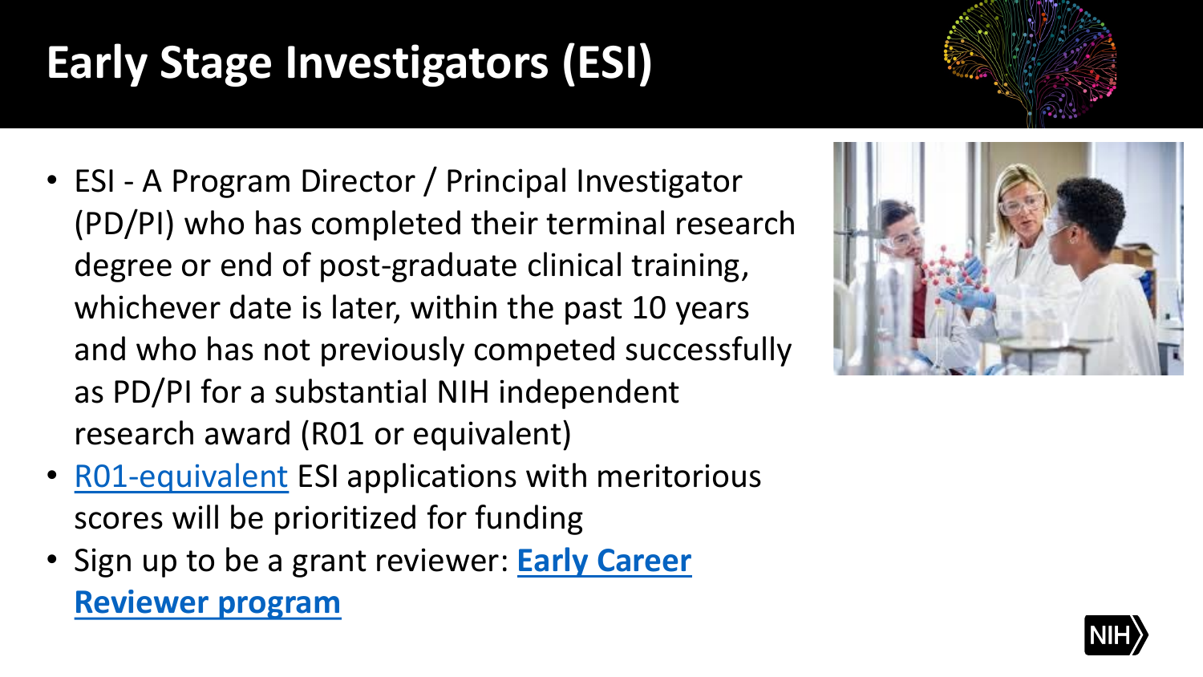# Early Stage Investigators (ESI)

- ESI - A Program Director / Principal Investigator (PD/PI) who has completed their terminal research degree or end of post-graduate clinical training, whichever date is later, within the past 10 years and who has not previously competed successfully as PD/PI for a substantial NIH independent research award (R01 or equivalent)
- R01-equivalent ESI applications with meritorious scores will be prioritized for funding
- Sign up to be a grant reviewer: **Early Career Reviewer program**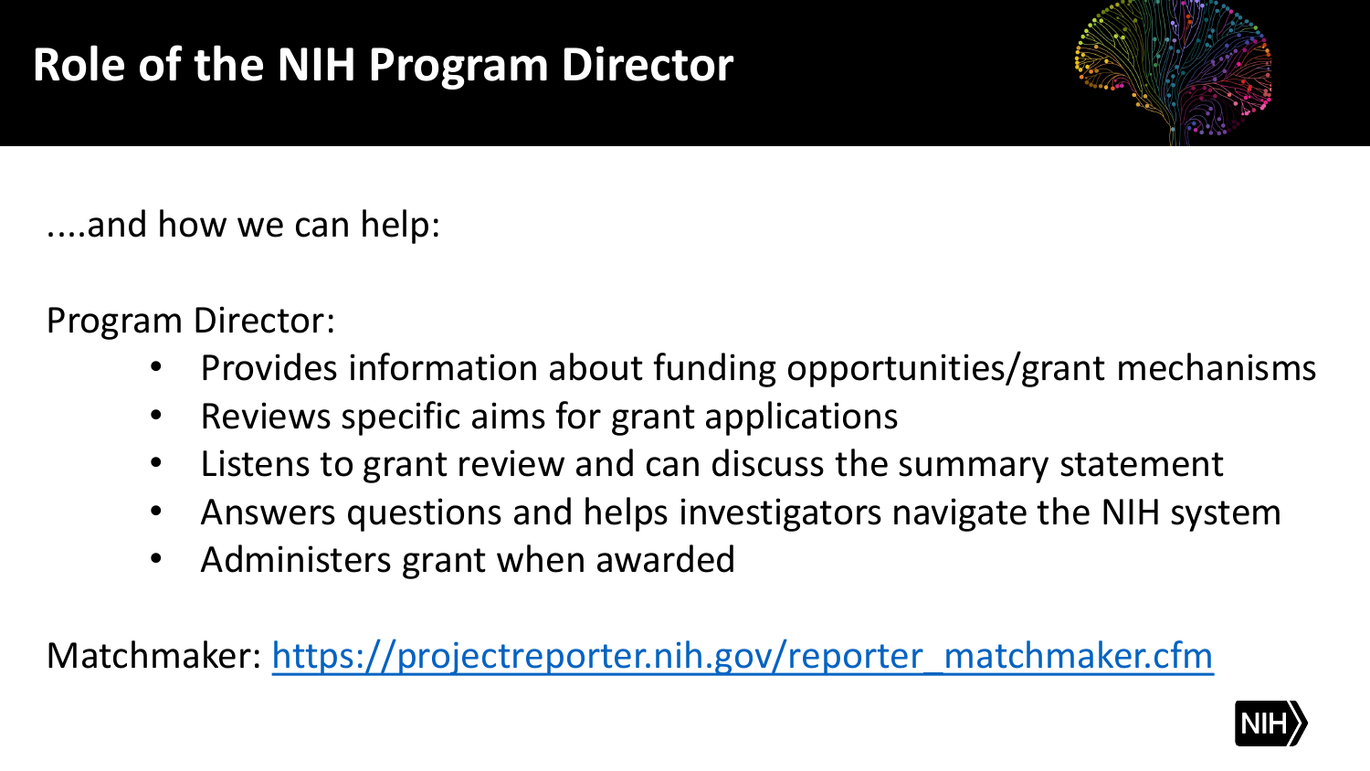# Role of the NIH Program Director

....and how we can help:

Program Director:

- Provides information about funding opportunities/grant mechanisms
- Reviews specific aims for grant applications
- Listens to grant review and can discuss the summary statement
- Answers questions and helps investigators navigate the NIH system
- Administers grant when awarded

Matchmaker: [https://projectreporter.nih.gov/reporter_matchmaker.cfm](https://projectreporter.nih.gov/reporter_matchmaker.cfm)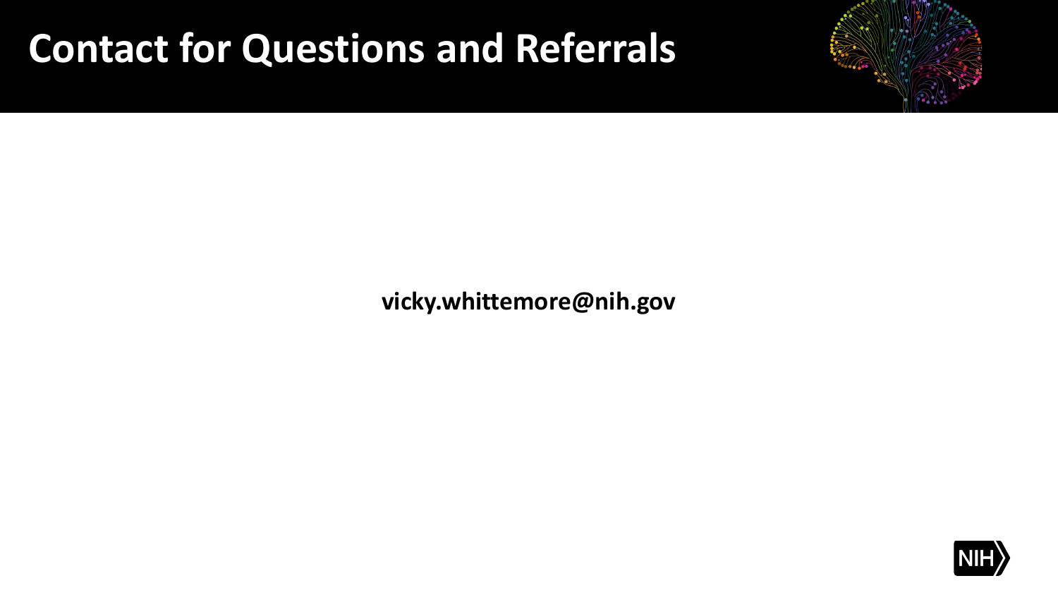# Contact for Questions and Referrals

**vicky.whittemore@nih.gov**